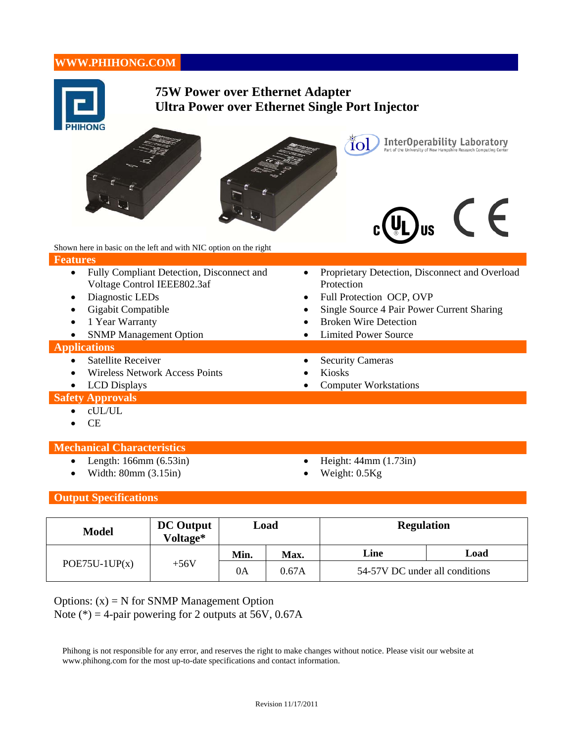WWW.PHIHONG.COM

# 75W Power over Ethernet Adapter
# Ultra Power over Ethernet Single Port Injector

Shown here in basic on the left and with NIC option on the right

## Features

- Fully Compliant Detection, Disconnect and Voltage Control IEEE802.3af
- Diagnostic LEDs
- Gigabit Compatible
- 1 Year Warranty
- SNMP Management Option
- Proprietary Detection, Disconnect and Overload Protection
- Full Protection OCP, OVP
- Single Source 4 Pair Power Current Sharing
- Broken Wire Detection
- Limited Power Source

## Applications

- Satellite Receiver
- Wireless Network Access Points
- LCD Displays
- Security Cameras
- Kiosks
- Computer Workstations

## Safety Approvals

- cUL/UL
- CE

## Mechanical Characteristics

- Length: 166mm (6.53in)
- Width: 80mm (3.15in)
- Height: 44mm (1.73in)
- Weight: 0.5Kg

## Output Specifications

| Model | DC Output Voltage* | Load | | Regulation | |
|---|---|---|---|---|---|
| | | Min. | Max. | Line | Load |
| POE75U-1UP(x) | +56V | 0A | 0.67A | 54-57V DC under all conditions | |

Options: (x) = N for SNMP Management Option
Note (*) = 4-pair powering for 2 outputs at 56V, 0.67A

Phihong is not responsible for any error, and reserves the right to make changes without notice. Please visit our website at www.phihong.com for the most up-to-date specifications and contact information.

Revision 11/17/2011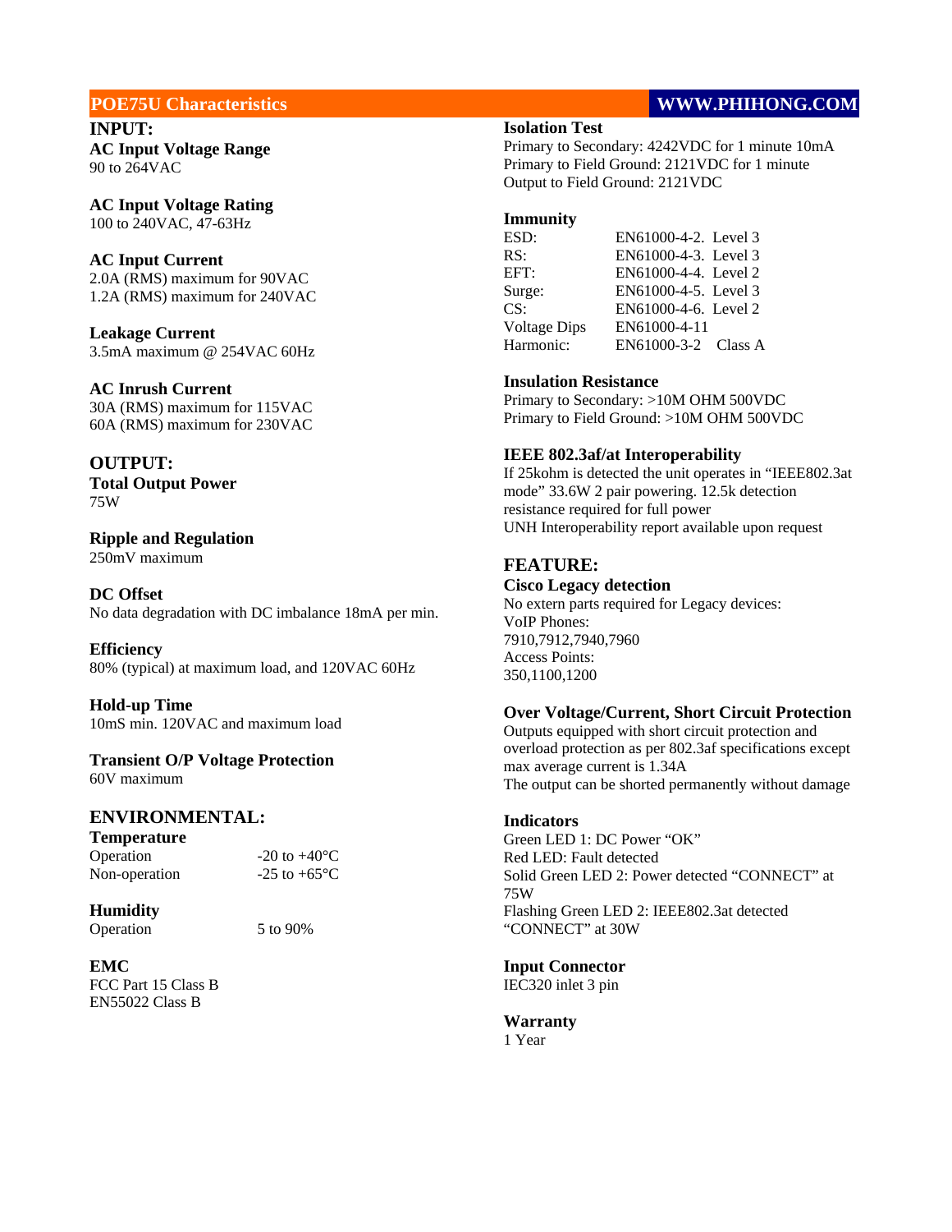## POE75U Characteristics

WWW.PHIHONG.COM

### INPUT:

**AC Input Voltage Range**
90 to 264VAC

**AC Input Voltage Rating**
100 to 240VAC, 47-63Hz

**AC Input Current**
2.0A (RMS) maximum for 90VAC
1.2A (RMS) maximum for 240VAC

**Leakage Current**
3.5mA maximum @ 254VAC 60Hz

**AC Inrush Current**
30A (RMS) maximum for 115VAC
60A (RMS) maximum for 230VAC

### OUTPUT:

**Total Output Power**
75W

**Ripple and Regulation**
250mV maximum

**DC Offset**
No data degradation with DC imbalance 18mA per min.

**Efficiency**
80% (typical) at maximum load, and 120VAC 60Hz

**Hold-up Time**
10mS min. 120VAC and maximum load

**Transient O/P Voltage Protection**
60V maximum

### ENVIRONMENTAL:

**Temperature**

| | |
|---|---|
| Operation | -20 to +40°C |
| Non-operation | -25 to +65°C |

**Humidity**

| | |
|---|---|
| Operation | 5 to 90% |

**EMC**
FCC Part 15 Class B
EN55022 Class B

**Isolation Test**
Primary to Secondary: 4242VDC for 1 minute 10mA
Primary to Field Ground: 2121VDC for 1 minute
Output to Field Ground: 2121VDC

**Immunity**

| | |
|---|---|
| ESD: | EN61000-4-2. Level 3 |
| RS: | EN61000-4-3. Level 3 |
| EFT: | EN61000-4-4. Level 2 |
| Surge: | EN61000-4-5. Level 3 |
| CS: | EN61000-4-6. Level 2 |
| Voltage Dips | EN61000-4-11 |
| Harmonic: | EN61000-3-2 Class A |

**Insulation Resistance**
Primary to Secondary: >10M OHM 500VDC
Primary to Field Ground: >10M OHM 500VDC

**IEEE 802.3af/at Interoperability**
If 25kohm is detected the unit operates in "IEEE802.3at mode" 33.6W 2 pair powering. 12.5k detection resistance required for full power
UNH Interoperability report available upon request

### FEATURE:

**Cisco Legacy detection**
No extern parts required for Legacy devices:
VoIP Phones:
7910,7912,7940,7960
Access Points:
350,1100,1200

**Over Voltage/Current, Short Circuit Protection**
Outputs equipped with short circuit protection and overload protection as per 802.3af specifications except max average current is 1.34A
The output can be shorted permanently without damage

**Indicators**
Green LED 1: DC Power "OK"
Red LED: Fault detected
Solid Green LED 2: Power detected "CONNECT" at 75W
Flashing Green LED 2: IEEE802.3at detected "CONNECT" at 30W

**Input Connector**
IEC320 inlet 3 pin

**Warranty**
1 Year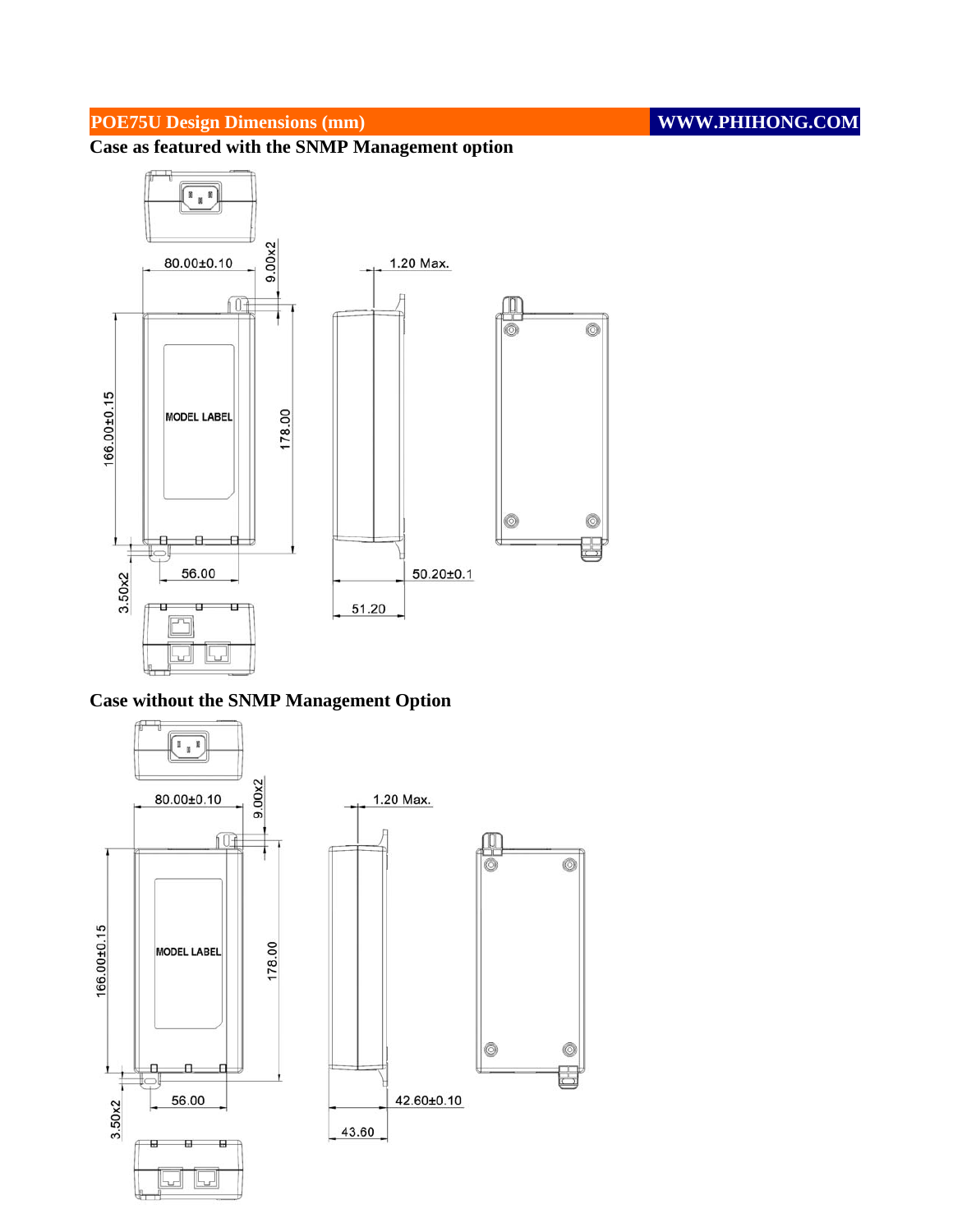## POE75U Design Dimensions (mm)

WWW.PHIHONG.COM

### Case as featured with the SNMP Management option

80.00±0.10

9.00x2

1.20 Max.

166.00±0.15

MODEL LABEL

178.00

3.50x2

56.00

50.20±0.1

51.20

### Case without the SNMP Management Option

80.00±0.10

9.00x2

1.20 Max.

166.00±0.15

MODEL LABEL

178.00

3.50x2

56.00

42.60±0.10

43.60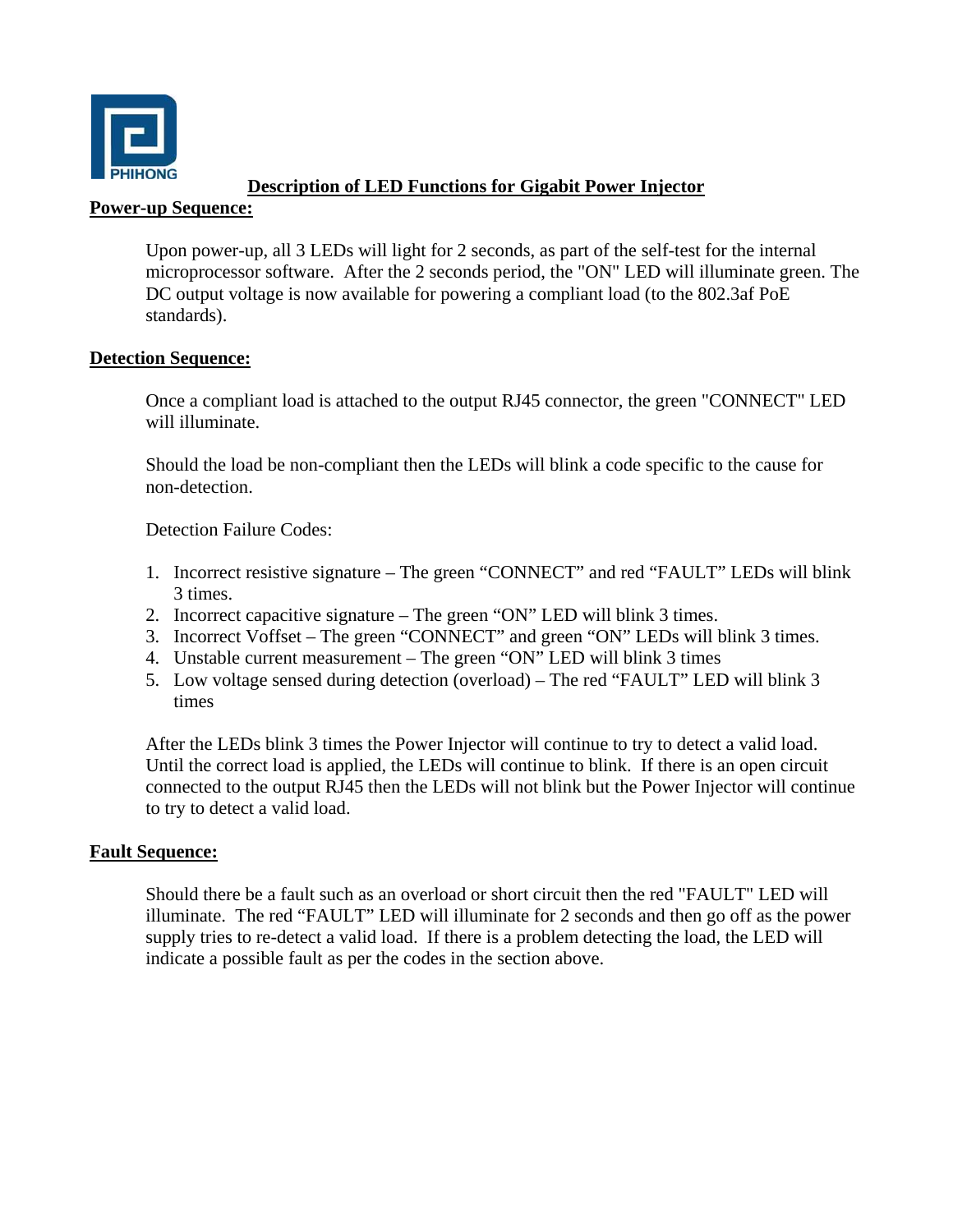PHIHONG

## Description of LED Functions for Gigabit Power Injector

**Power-up Sequence:**

Upon power-up, all 3 LEDs will light for 2 seconds, as part of the self-test for the internal microprocessor software. After the 2 seconds period, the "ON" LED will illuminate green. The DC output voltage is now available for powering a compliant load (to the 802.3af PoE standards).

**Detection Sequence:**

Once a compliant load is attached to the output RJ45 connector, the green "CONNECT" LED will illuminate.

Should the load be non-compliant then the LEDs will blink a code specific to the cause for non-detection.

Detection Failure Codes:

1. Incorrect resistive signature – The green “CONNECT” and red “FAULT” LEDs will blink 3 times.
2. Incorrect capacitive signature – The green “ON” LED will blink 3 times.
3. Incorrect Voffset – The green “CONNECT” and green “ON” LEDs will blink 3 times.
4. Unstable current measurement – The green “ON” LED will blink 3 times
5. Low voltage sensed during detection (overload) – The red “FAULT” LED will blink 3 times

After the LEDs blink 3 times the Power Injector will continue to try to detect a valid load. Until the correct load is applied, the LEDs will continue to blink. If there is an open circuit connected to the output RJ45 then the LEDs will not blink but the Power Injector will continue to try to detect a valid load.

**Fault Sequence:**

Should there be a fault such as an overload or short circuit then the red "FAULT" LED will illuminate. The red “FAULT” LED will illuminate for 2 seconds and then go off as the power supply tries to re-detect a valid load. If there is a problem detecting the load, the LED will indicate a possible fault as per the codes in the section above.